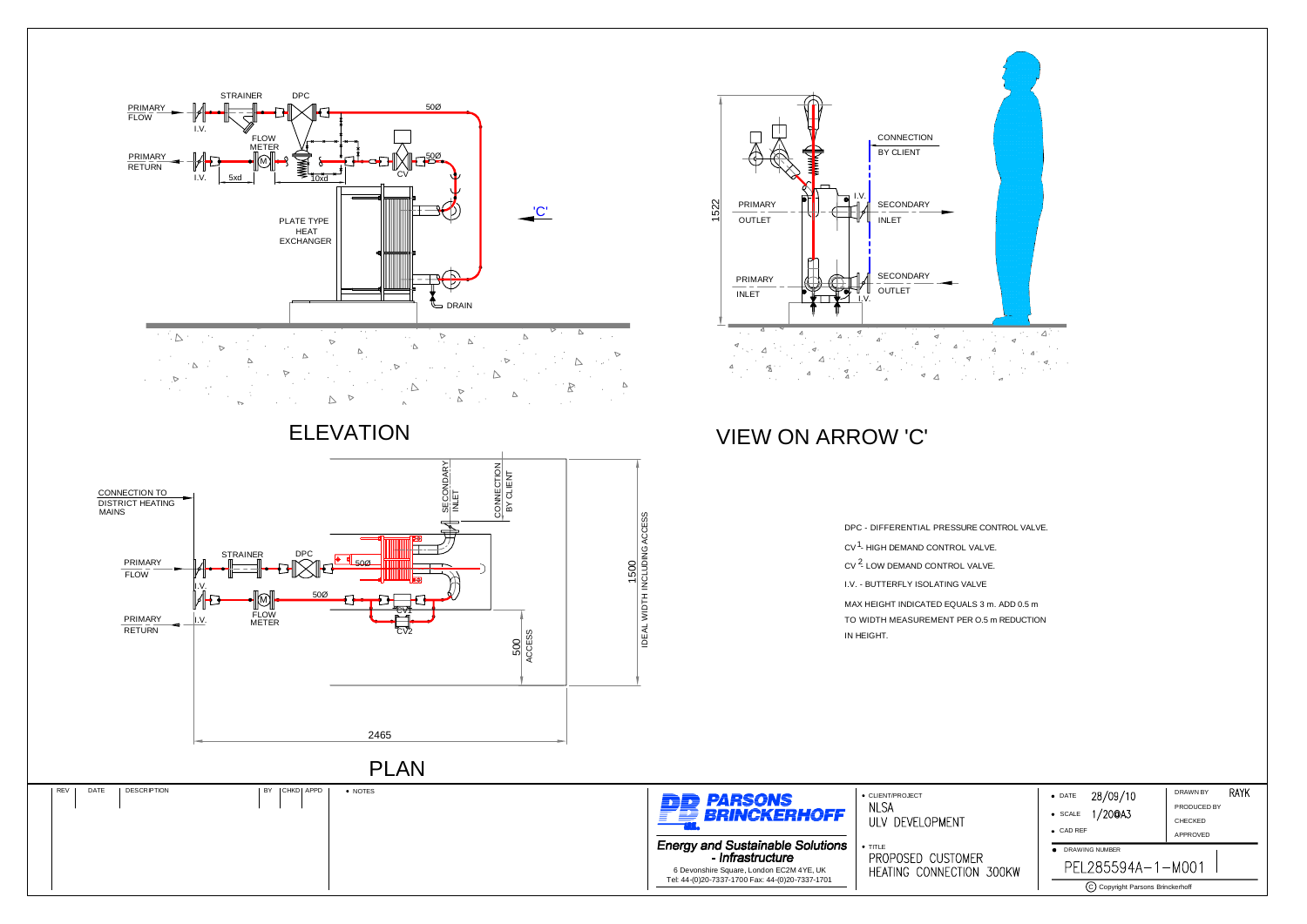STRAINER

DPC

PRIMARY FLOW

I.V.

50Ø

FLOW METER

PRIMARY RETURN

I.V.

5xd

10xd

CV

50Ø

PLATE TYPE HEAT EXCHANGER

'C'

DRAIN

## ELEVATION

1522

CONNECTION BY CLIENT

PRIMARY OUTLET

I.V.

SECONDARY INLET

PRIMARY INLET

SECONDARY OUTLET

I.V.

## VIEW ON ARROW 'C'

CONNECTION TO DISTRICT HEATING MAINS

SECONDARY INLET

CONNECTION BY CLIENT

PRIMARY FLOW

STRAINER

DPC

50Ø

I.V.

50Ø

PRIMARY RETURN

I.V.

FLOW METER

CV1

CV2

500 ACCESS

1500 IDEAL WIDTH INCLUDING ACCESS

2465

## PLAN

DPC - DIFFERENTIAL PRESSURE CONTROL VALVE.

CV 1- HIGH DEMAND CONTROL VALVE.

CV 2- LOW DEMAND CONTROL VALVE.

I.V. - BUTTERFLY ISOLATING VALVE

MAX HEIGHT INDICATED EQUALS 3 m. ADD 0.5 m TO WIDTH MEASUREMENT PER O.5 m REDUCTION IN HEIGHT.

| REV | DATE | DESCRIPTION | BY | CHKD | APPD |
|---|---|---|---|---|---|

• NOTES

**PARSONS BRINCKERHOFF**

*Energy and Sustainable Solutions - Infrastructure*

6 Devonshire Square, London EC2M 4YE, UK

Tel: 44-(0)20-7337-1700 Fax: 44-(0)20-7337-1701

• CLIENT/PROJECT
NLSA
ULV DEVELOPMENT

• TITLE
PROPOSED CUSTOMER HEATING CONNECTION 300KW

• DATE 28/09/10

• SCALE 1/20@A3

• CAD REF

DRAWN BY RAYK

PRODUCED BY

CHECKED

APPROVED

• DRAWING NUMBER
PEL285594A-1-M001

© Copyright Parsons Brinckerhoff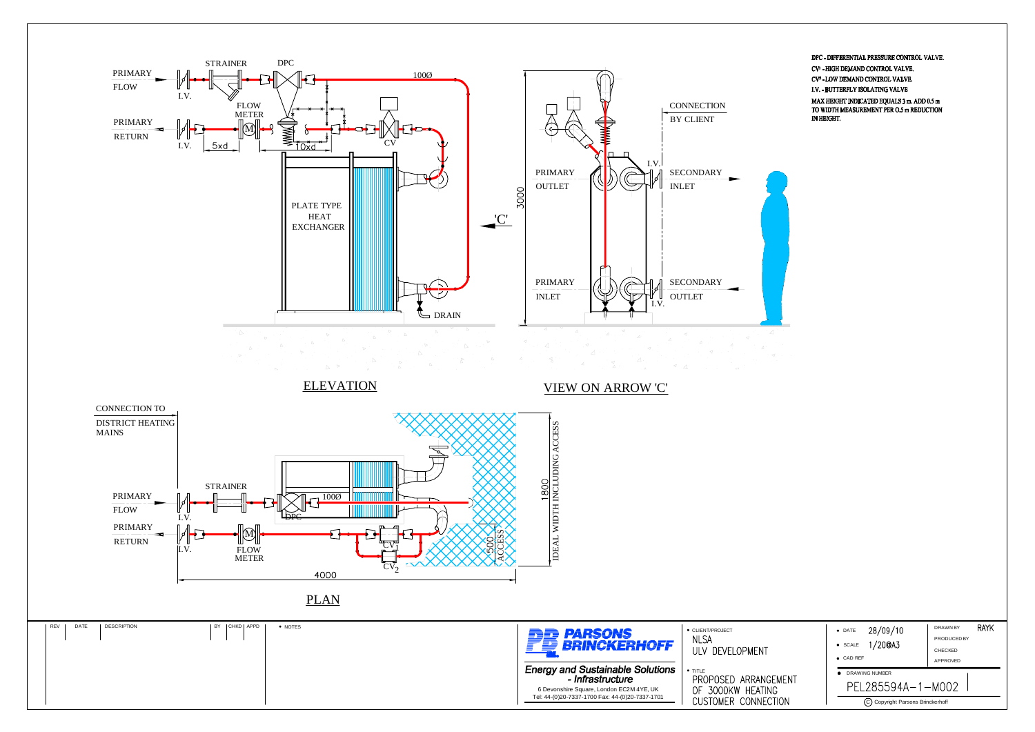DPC - DIFFERENTIAL PRESSURE CONTROL VALVE.

$CV^1$ - HIGH DEMAND CONTROL VALVE.

$CV^2$ - LOW DEMAND CONTROL VALVE.

I.V. - BUTTERFLY ISOLATING VALVE

MAX HEIGHT INDICATED EQUALS 3 m. ADD 0.5 m TO WIDTH MEASUREMENT PER 0.5 m REDUCTION IN HEIGHT.

## ELEVATION

PRIMARY FLOW — I.V. — STRAINER — DPC — 100Ø

PRIMARY RETURN — I.V. — FLOW METER (M) — CV

5xd — 10xd

PLATE TYPE HEAT EXCHANGER

DRAIN

'C'

## VIEW ON ARROW 'C'

3000

PRIMARY OUTLET

PRIMARY INLET

CONNECTION BY CLIENT

I.V.

SECONDARY INLET

SECONDARY OUTLET

I.V.

## PLAN

CONNECTION TO DISTRICT HEATING MAINS

PRIMARY FLOW — I.V. — STRAINER — DPC — 100Ø

PRIMARY RETURN — I.V. — FLOW METER (M) — $CV_1$ — $CV_2$

500 ACCESS

1800 IDEAL WIDTH INCLUDING ACCESS

4000

| REV | DATE | DESCRIPTION | BY | CHKD | APPD |
|---|---|---|---|---|---|
| | | | | | |

NOTES

**PARSONS BRINCKERHOFF**

*Energy and Sustainable Solutions - Infrastructure*

6 Devonshire Square, London EC2M 4YE, UK

Tel: 44-(0)20-7337-1700 Fax: 44-(0)20-7337-1701

CLIENT/PROJECT: NLSA ULV DEVELOPMENT

TITLE: PROPOSED ARRANGEMENT OF 3000KW HEATING CUSTOMER CONNECTION

DATE: 28/09/10

SCALE: 1/20@A3

CAD REF:

DRAWN BY: RAYK

PRODUCED BY:

CHECKED:

APPROVED:

DRAWING NUMBER: PEL285594A-1-M002

© Copyright Parsons Brinckerhoff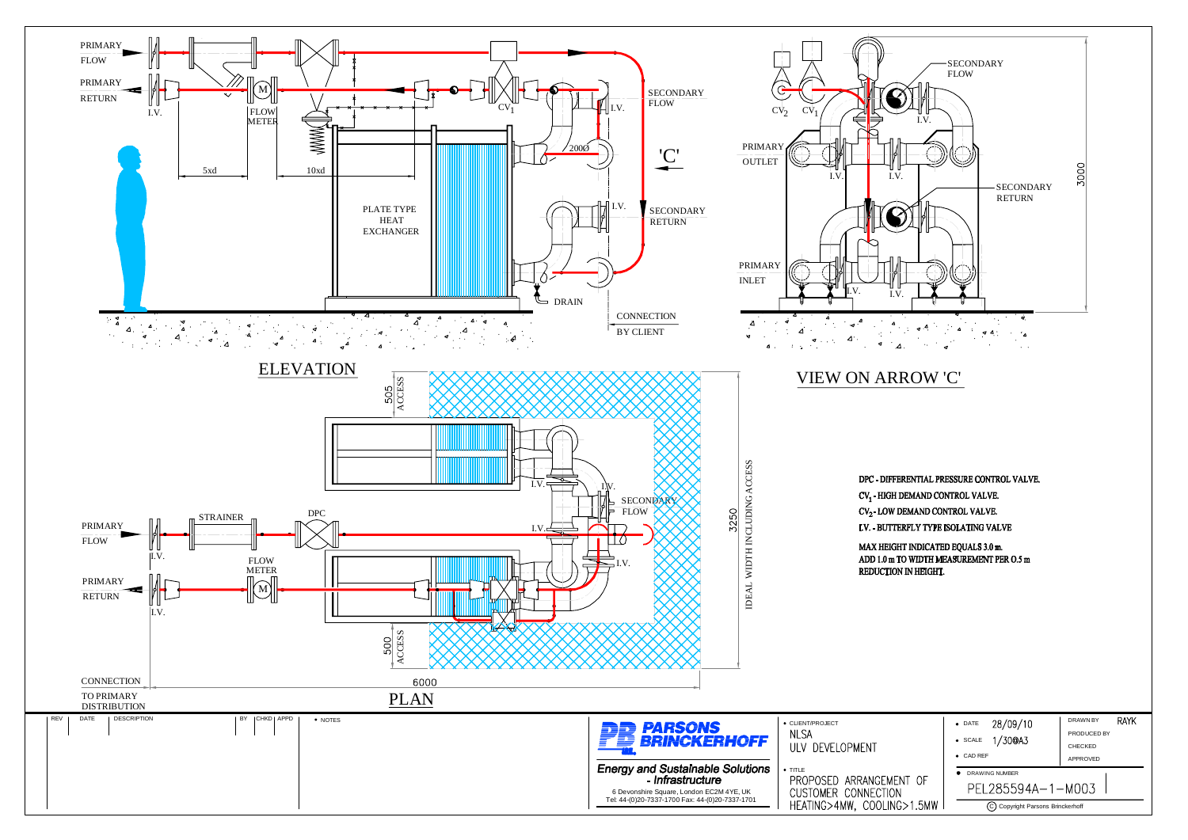ELEVATION

VIEW ON ARROW 'C'

PLAN

DPC - DIFFERENTIAL PRESSURE CONTROL VALVE.

$CV_1$ - HIGH DEMAND CONTROL VALVE.

$CV_2$ - LOW DEMAND CONTROL VALVE.

I.V. - BUTTERFLY TYPE ISOLATING VALVE

MAX HEIGHT INDICATED EQUALS 3.0 m.
ADD 1.0 m TO WIDTH MEASUREMENT PER 0.5 m
REDUCTION IN HEIGHT.

| REV | DATE | DESCRIPTION | BY | CHKD | APPD |
|---|---|---|---|---|---|

NOTES

PARSONS BRINCKERHOFF

*Energy and Sustainable Solutions - Infrastructure*

6 Devonshire Square, London EC2M 4YE, UK
Tel: 44-(0)20-7337-1700 Fax: 44-(0)20-7337-1701

CLIENT/PROJECT: NLSA ULV DEVELOPMENT

TITLE: PROPOSED ARRANGEMENT OF CUSTOMER CONNECTION HEATING>4MW, COOLING>1.5MW

DATE: 28/09/10

SCALE: 1/30@A3

CAD REF:

DRAWN BY: RAYK

PRODUCED BY

CHECKED

APPROVED

DRAWING NUMBER: PEL285594A-1-M003

© Copyright Parsons Brinckerhoff